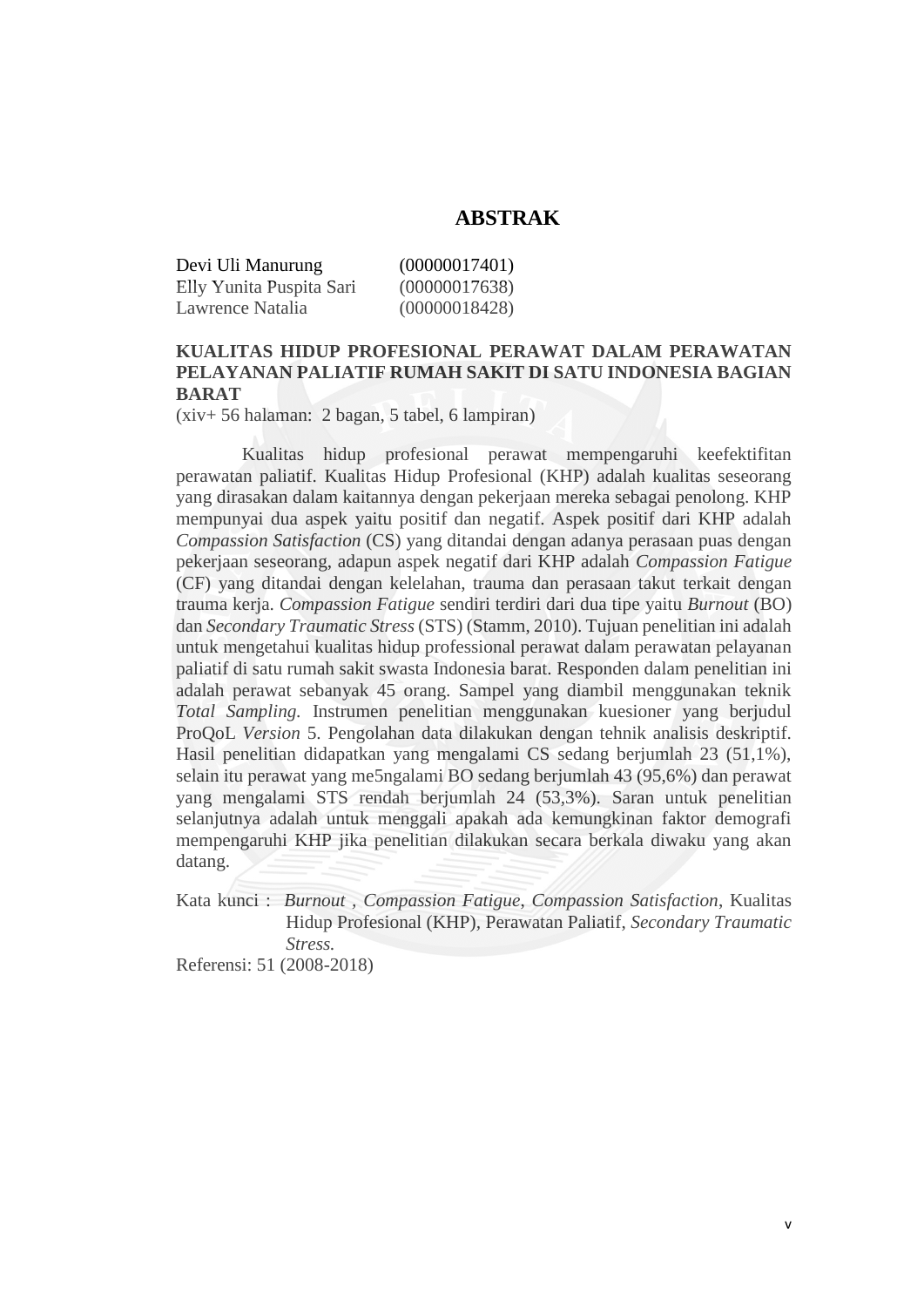# ABSTRAK

Devi Uli Manurung (00000017401)
Elly Yunita Puspita Sari (00000017638)
Lawrence Natalia (00000018428)

**KUALITAS HIDUP PROFESIONAL PERAWAT DALAM PERAWATAN PELAYANAN PALIATIF RUMAH SAKIT DI SATU INDONESIA BAGIAN BARAT**

(xiv+ 56 halaman: 2 bagan, 5 tabel, 6 lampiran)

Kualitas hidup profesional perawat mempengaruhi keefektifitan perawatan paliatif. Kualitas Hidup Profesional (KHP) adalah kualitas seseorang yang dirasakan dalam kaitannya dengan pekerjaan mereka sebagai penolong. KHP mempunyai dua aspek yaitu positif dan negatif. Aspek positif dari KHP adalah *Compassion Satisfaction* (CS) yang ditandai dengan adanya perasaan puas dengan pekerjaan seseorang, adapun aspek negatif dari KHP adalah *Compassion Fatigue* (CF) yang ditandai dengan kelelahan, trauma dan perasaan takut terkait dengan trauma kerja. *Compassion Fatigue* sendiri terdiri dari dua tipe yaitu *Burnout* (BO) dan *Secondary Traumatic Stress* (STS) (Stamm, 2010). Tujuan penelitian ini adalah untuk mengetahui kualitas hidup professional perawat dalam perawatan pelayanan paliatif di satu rumah sakit swasta Indonesia barat. Responden dalam penelitian ini adalah perawat sebanyak 45 orang. Sampel yang diambil menggunakan teknik *Total Sampling.* Instrumen penelitian menggunakan kuesioner yang berjudul ProQoL *Version* 5. Pengolahan data dilakukan dengan tehnik analisis deskriptif. Hasil penelitian didapatkan yang mengalami CS sedang berjumlah 23 (51,1%), selain itu perawat yang me5ngalami BO sedang berjumlah 43 (95,6%) dan perawat yang mengalami STS rendah berjumlah 24 (53,3%). Saran untuk penelitian selanjutnya adalah untuk menggali apakah ada kemungkinan faktor demografi mempengaruhi KHP jika penelitian dilakukan secara berkala diwaku yang akan datang.

Kata kunci : *Burnout* , *Compassion Fatigue*, *Compassion Satisfaction*, Kualitas Hidup Profesional (KHP), Perawatan Paliatif, *Secondary Traumatic Stress.*

Referensi: 51 (2008-2018)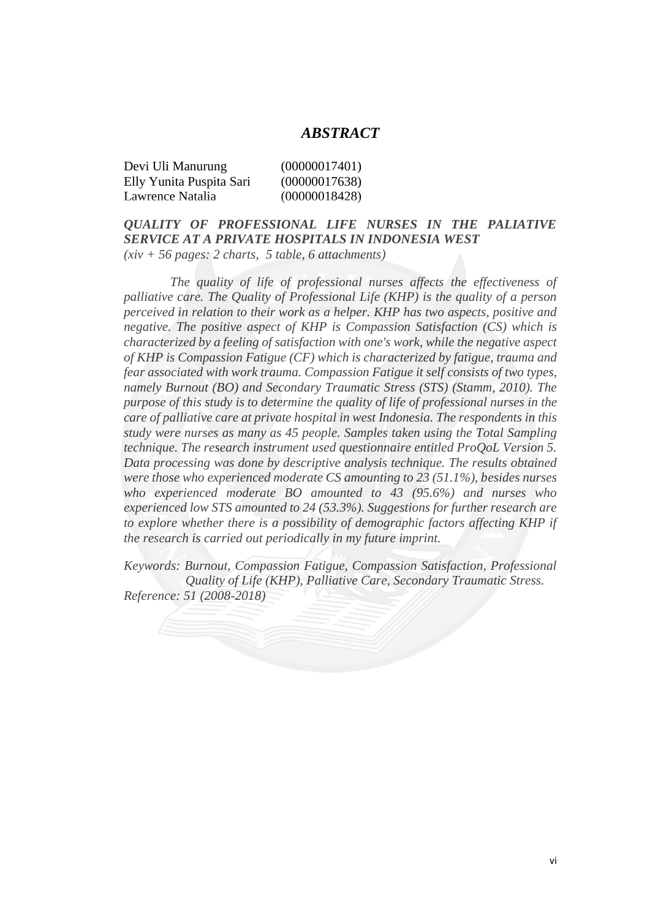# *ABSTRACT*

| | |
|---|---|
| Devi Uli Manurung | (00000017401) |
| Elly Yunita Puspita Sari | (00000017638) |
| Lawrence Natalia | (00000018428) |

***QUALITY OF PROFESSIONAL LIFE NURSES IN THE PALIATIVE SERVICE AT A PRIVATE HOSPITALS IN INDONESIA WEST***
*(xiv + 56 pages: 2 charts, 5 table, 6 attachments)*

*The quality of life of professional nurses affects the effectiveness of palliative care. The Quality of Professional Life (KHP) is the quality of a person perceived in relation to their work as a helper. KHP has two aspects, positive and negative. The positive aspect of KHP is Compassion Satisfaction (CS) which is characterized by a feeling of satisfaction with one's work, while the negative aspect of KHP is Compassion Fatigue (CF) which is characterized by fatigue, trauma and fear associated with work trauma. Compassion Fatigue it self consists of two types, namely Burnout (BO) and Secondary Traumatic Stress (STS) (Stamm, 2010). The purpose of this study is to determine the quality of life of professional nurses in the care of palliative care at private hospital in west Indonesia. The respondents in this study were nurses as many as 45 people. Samples taken using the Total Sampling technique. The research instrument used questionnaire entitled ProQoL Version 5. Data processing was done by descriptive analysis technique. The results obtained were those who experienced moderate CS amounting to 23 (51.1%), besides nurses who experienced moderate BO amounted to 43 (95.6%) and nurses who experienced low STS amounted to 24 (53.3%). Suggestions for further research are to explore whether there is a possibility of demographic factors affecting KHP if the research is carried out periodically in my future imprint.*

*Keywords: Burnout, Compassion Fatigue, Compassion Satisfaction, Professional Quality of Life (KHP), Palliative Care, Secondary Traumatic Stress.*
*Reference: 51 (2008-2018)*